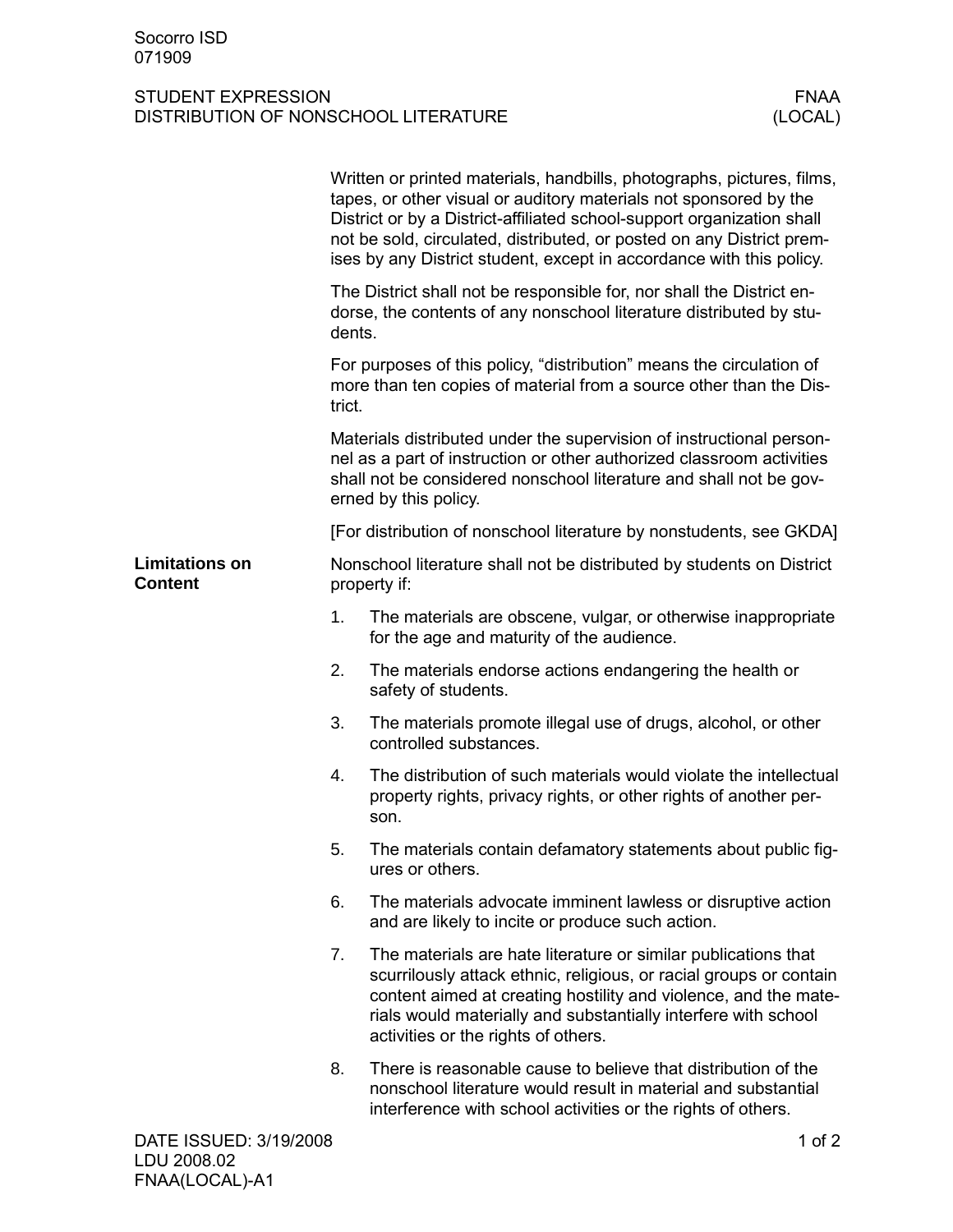Socorro ISD
071909

# STUDENT EXPRESSION
# DISTRIBUTION OF NONSCHOOL LITERATURE

FNAA (LOCAL)

Written or printed materials, handbills, photographs, pictures, films, tapes, or other visual or auditory materials not sponsored by the District or by a District-affiliated school-support organization shall not be sold, circulated, distributed, or posted on any District premises by any District student, except in accordance with this policy.

The District shall not be responsible for, nor shall the District endorse, the contents of any nonschool literature distributed by students.

For purposes of this policy, "distribution" means the circulation of more than ten copies of material from a source other than the District.

Materials distributed under the supervision of instructional personnel as a part of instruction or other authorized classroom activities shall not be considered nonschool literature and shall not be governed by this policy.

[For distribution of nonschool literature by nonstudents, see GKDA]

## Limitations on Content

Nonschool literature shall not be distributed by students on District property if:

1. The materials are obscene, vulgar, or otherwise inappropriate for the age and maturity of the audience.
2. The materials endorse actions endangering the health or safety of students.
3. The materials promote illegal use of drugs, alcohol, or other controlled substances.
4. The distribution of such materials would violate the intellectual property rights, privacy rights, or other rights of another person.
5. The materials contain defamatory statements about public figures or others.
6. The materials advocate imminent lawless or disruptive action and are likely to incite or produce such action.
7. The materials are hate literature or similar publications that scurrilously attack ethnic, religious, or racial groups or contain content aimed at creating hostility and violence, and the materials would materially and substantially interfere with school activities or the rights of others.
8. There is reasonable cause to believe that distribution of the nonschool literature would result in material and substantial interference with school activities or the rights of others.

DATE ISSUED: 3/19/2008
LDU 2008.02
FNAA(LOCAL)-A1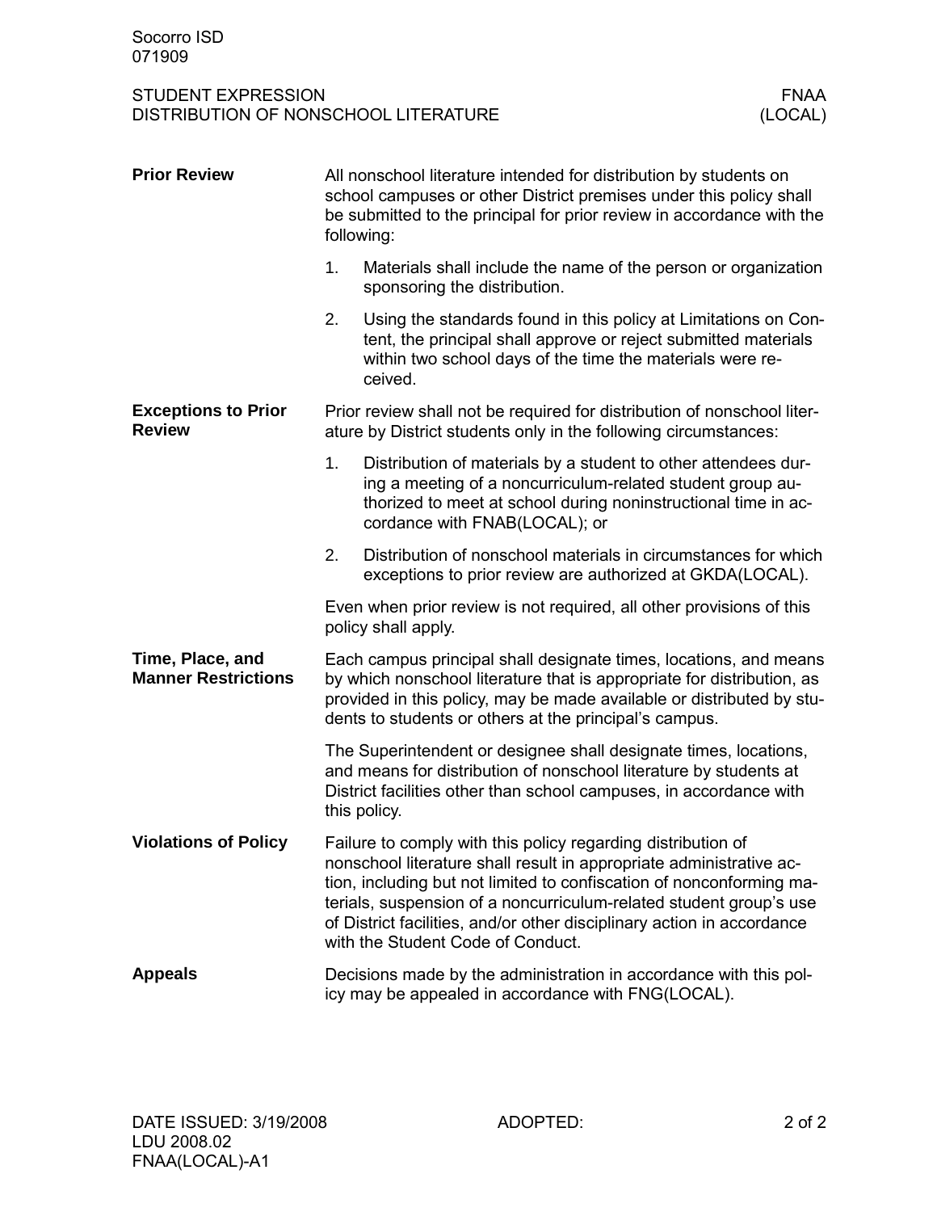## Prior Review

All nonschool literature intended for distribution by students on school campuses or other District premises under this policy shall be submitted to the principal for prior review in accordance with the following:

1. Materials shall include the name of the person or organization sponsoring the distribution.
2. Using the standards found in this policy at Limitations on Content, the principal shall approve or reject submitted materials within two school days of the time the materials were received.

## Exceptions to Prior Review

Prior review shall not be required for distribution of nonschool literature by District students only in the following circumstances:

1. Distribution of materials by a student to other attendees during a meeting of a noncurriculum-related student group authorized to meet at school during noninstructional time in accordance with FNAB(LOCAL); or
2. Distribution of nonschool materials in circumstances for which exceptions to prior review are authorized at GKDA(LOCAL).

Even when prior review is not required, all other provisions of this policy shall apply.

## Time, Place, and Manner Restrictions

Each campus principal shall designate times, locations, and means by which nonschool literature that is appropriate for distribution, as provided in this policy, may be made available or distributed by students to students or others at the principal's campus.

The Superintendent or designee shall designate times, locations, and means for distribution of nonschool literature by students at District facilities other than school campuses, in accordance with this policy.

## Violations of Policy

Failure to comply with this policy regarding distribution of nonschool literature shall result in appropriate administrative action, including but not limited to confiscation of nonconforming materials, suspension of a noncurriculum-related student group's use of District facilities, and/or other disciplinary action in accordance with the Student Code of Conduct.

## Appeals

Decisions made by the administration in accordance with this policy may be appealed in accordance with FNG(LOCAL).